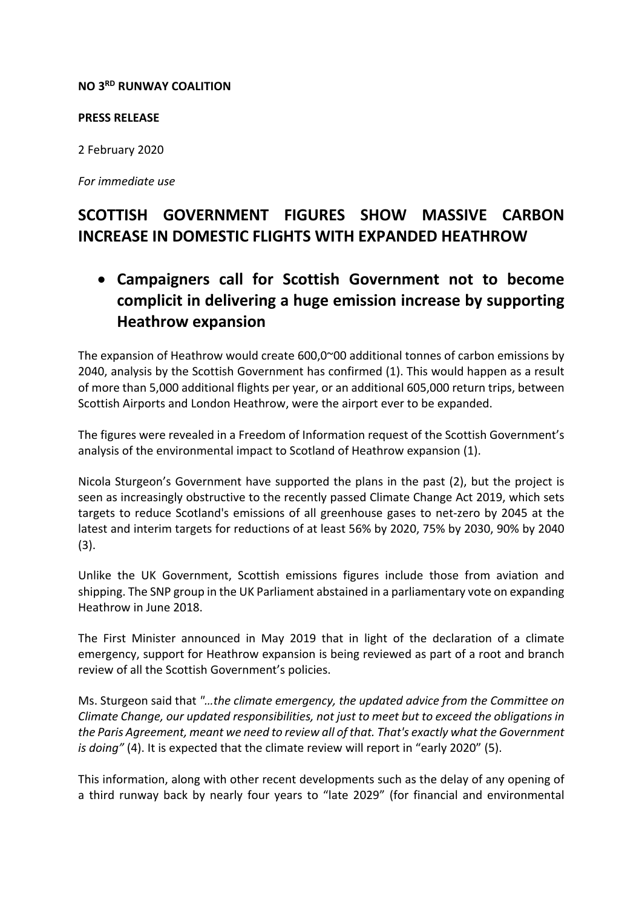**NO 3RD RUNWAY COALITION**

**PRESS RELEASE**

2 February 2020

*For immediate use*

# SCOTTISH GOVERNMENT FIGURES SHOW MASSIVE CARBON INCREASE IN DOMESTIC FLIGHTS WITH EXPANDED HEATHROW

- **Campaigners call for Scottish Government not to become complicit in delivering a huge emission increase by supporting Heathrow expansion**

The expansion of Heathrow would create 600,0~00 additional tonnes of carbon emissions by 2040, analysis by the Scottish Government has confirmed (1). This would happen as a result of more than 5,000 additional flights per year, or an additional 605,000 return trips, between Scottish Airports and London Heathrow, were the airport ever to be expanded.

The figures were revealed in a Freedom of Information request of the Scottish Government's analysis of the environmental impact to Scotland of Heathrow expansion (1).

Nicola Sturgeon's Government have supported the plans in the past (2), but the project is seen as increasingly obstructive to the recently passed Climate Change Act 2019, which sets targets to reduce Scotland's emissions of all greenhouse gases to net-zero by 2045 at the latest and interim targets for reductions of at least 56% by 2020, 75% by 2030, 90% by 2040 (3).

Unlike the UK Government, Scottish emissions figures include those from aviation and shipping. The SNP group in the UK Parliament abstained in a parliamentary vote on expanding Heathrow in June 2018.

The First Minister announced in May 2019 that in light of the declaration of a climate emergency, support for Heathrow expansion is being reviewed as part of a root and branch review of all the Scottish Government's policies.

Ms. Sturgeon said that "*…the climate emergency, the updated advice from the Committee on Climate Change, our updated responsibilities, not just to meet but to exceed the obligations in the Paris Agreement, meant we need to review all of that. That's exactly what the Government is doing"* (4). It is expected that the climate review will report in "early 2020" (5).

This information, along with other recent developments such as the delay of any opening of a third runway back by nearly four years to "late 2029" (for financial and environmental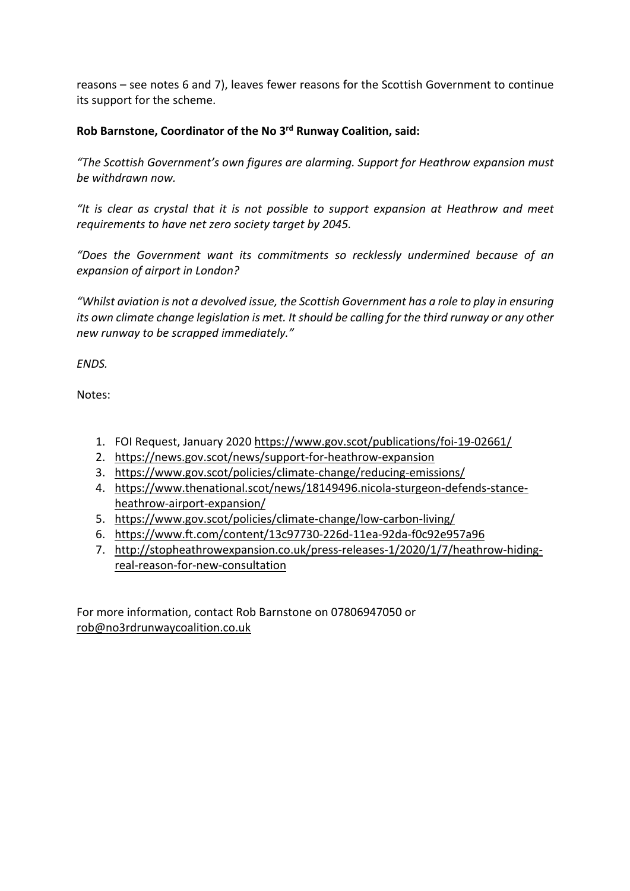reasons – see notes 6 and 7), leaves fewer reasons for the Scottish Government to continue its support for the scheme.

**Rob Barnstone, Coordinator of the No 3rd Runway Coalition, said:**

*"The Scottish Government's own figures are alarming. Support for Heathrow expansion must be withdrawn now.*

*"It is clear as crystal that it is not possible to support expansion at Heathrow and meet requirements to have net zero society target by 2045.*

*"Does the Government want its commitments so recklessly undermined because of an expansion of airport in London?*

*"Whilst aviation is not a devolved issue, the Scottish Government has a role to play in ensuring its own climate change legislation is met. It should be calling for the third runway or any other new runway to be scrapped immediately."*

*ENDS.*

Notes:

1. FOI Request, January 2020 https://www.gov.scot/publications/foi-19-02661/
2. https://news.gov.scot/news/support-for-heathrow-expansion
3. https://www.gov.scot/policies/climate-change/reducing-emissions/
4. https://www.thenational.scot/news/18149496.nicola-sturgeon-defends-stance-heathrow-airport-expansion/
5. https://www.gov.scot/policies/climate-change/low-carbon-living/
6. https://www.ft.com/content/13c97730-226d-11ea-92da-f0c92e957a96
7. http://stopheathrowexpansion.co.uk/press-releases-1/2020/1/7/heathrow-hiding-real-reason-for-new-consultation

For more information, contact Rob Barnstone on 07806947050 or rob@no3rdrunwaycoalition.co.uk